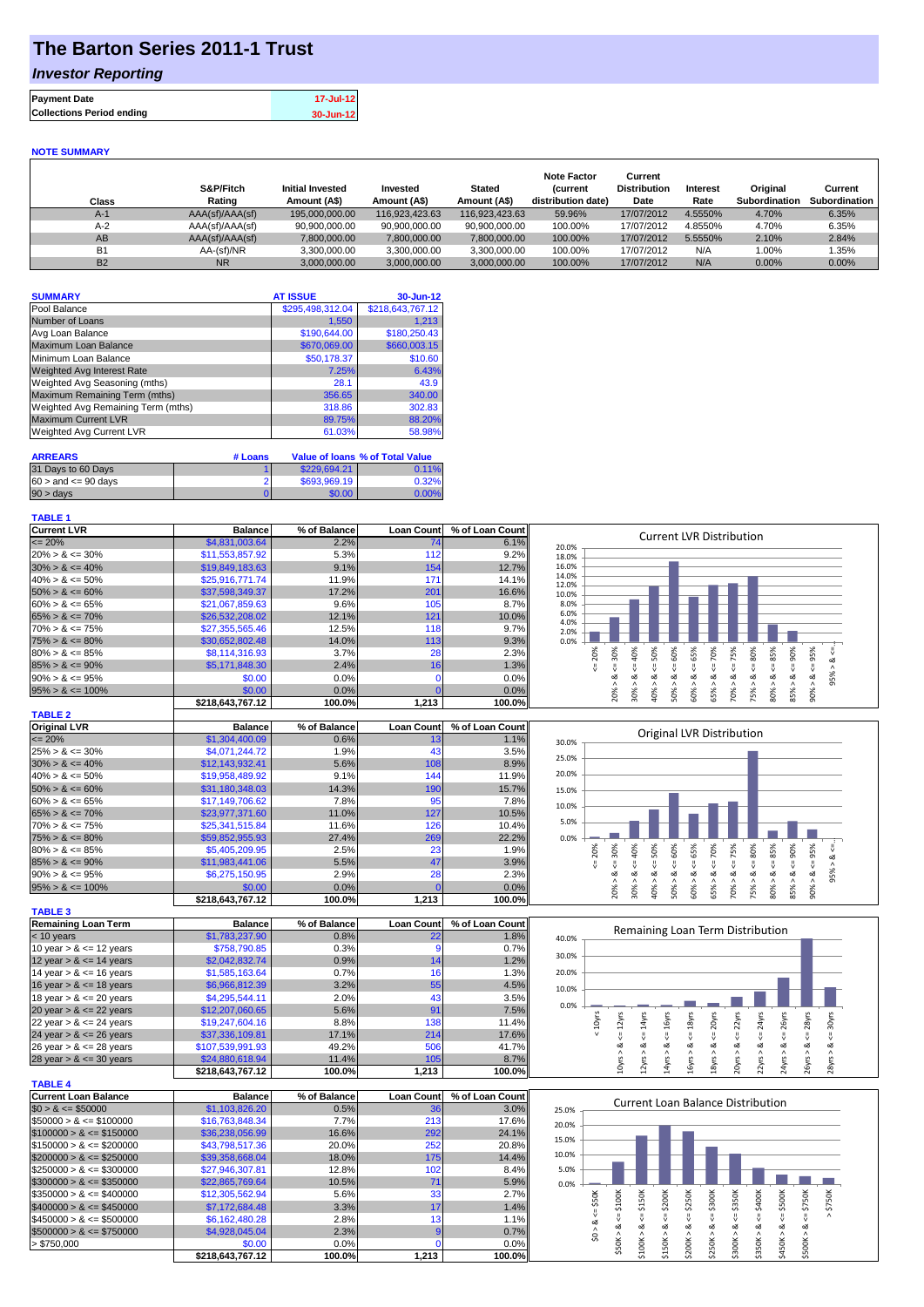# The Barton Series 2011-1 Trust

## *Investor Reporting*

| | |
|---|---|
| **Payment Date** | 17-Jul-12 |
| **Collections Period ending** | 30-Jun-12 |

### NOTE SUMMARY

| Class | S&P/Fitch Rating | Initial Invested Amount (A$) | Invested Amount (A$) | Stated Amount (A$) | Note Factor (current distribution date) | Current Distribution Date | Interest Rate | Original Subordination | Current Subordination |
|---|---|---|---|---|---|---|---|---|---|
| A-1 | AAA(sf)/AAA(sf) | 195,000,000.00 | 116,923,423.63 | 116,923,423.63 | 59.96% | 17/07/2012 | 4.5550% | 4.70% | 6.35% |
| A-2 | AAA(sf)/AAA(sf) | 90,900,000.00 | 90,900,000.00 | 90,900,000.00 | 100.00% | 17/07/2012 | 4.8550% | 4.70% | 6.35% |
| AB | AAA(sf)/AAA(sf) | 7,800,000.00 | 7,800,000.00 | 7,800,000.00 | 100.00% | 17/07/2012 | 5.5550% | 2.10% | 2.84% |
| B1 | AA-(sf)/NR | 3,300,000.00 | 3,300,000.00 | 3,300,000.00 | 100.00% | 17/07/2012 | N/A | 1.00% | 1.35% |
| B2 | NR | 3,000,000.00 | 3,000,000.00 | 3,000,000.00 | 100.00% | 17/07/2012 | N/A | 0.00% | 0.00% |

| SUMMARY | AT ISSUE | 30-Jun-12 |
|---|---|---|
| Pool Balance | $295,498,312.04 | $218,643,767.12 |
| Number of Loans | 1,550 | 1,213 |
| Avg Loan Balance | $190,644.00 | $180,250.43 |
| Maximum Loan Balance | $670,069.00 | $660,003.15 |
| Minimum Loan Balance | $50,178.37 | $10.60 |
| Weighted Avg Interest Rate | 7.25% | 6.43% |
| Weighted Avg Seasoning (mths) | 28.1 | 43.9 |
| Maximum Remaining Term (mths) | 356.65 | 340.00 |
| Weighted Avg Remaining Term (mths) | 318.86 | 302.83 |
| Maximum Current LVR | 89.75% | 88.20% |
| Weighted Avg Current LVR | 61.03% | 58.98% |

| ARREARS | # Loans | Value of loans | % of Total Value |
|---|---|---|---|
| 31 Days to 60 Days | 1 | $229,694.21 | 0.11% |
| 60 > and <= 90 days | 2 | $693,969.19 | 0.32% |
| 90 > days | 0 | $0.00 | 0.00% |

**TABLE 1**

| Current LVR | Balance | % of Balance | Loan Count | % of Loan Count |
|---|---|---|---|---|
| <= 20% | $4,831,003.64 | 2.2% | 74 | 6.1% |
| 20% > & <= 30% | $11,553,857.92 | 5.3% | 112 | 9.2% |
| 30% > & <= 40% | $19,849,183.63 | 9.1% | 154 | 12.7% |
| 40% > & <= 50% | $25,916,771.74 | 11.9% | 171 | 14.1% |
| 50% > & <= 60% | $37,598,349.37 | 17.2% | 201 | 16.6% |
| 60% > & <= 65% | $21,067,859.63 | 9.6% | 105 | 8.7% |
| 65% > & <= 70% | $26,532,208.02 | 12.1% | 121 | 10.0% |
| 70% > & <= 75% | $27,355,565.46 | 12.5% | 118 | 9.7% |
| 75% > & <= 80% | $30,652,802.48 | 14.0% | 113 | 9.3% |
| 80% > & <= 85% | $8,114,316.93 | 3.7% | 28 | 2.3% |
| 85% > & <= 90% | $5,171,848.30 | 2.4% | 16 | 1.3% |
| 90% > & <= 95% | $0.00 | 0.0% | 0 | 0.0% |
| 95% > & <= 100% | $0.00 | 0.0% | 0 | 0.0% |
| | $218,643,767.12 | 100.0% | 1,213 | 100.0% |

**TABLE 2**

| Original LVR | Balance | % of Balance | Loan Count | % of Loan Count |
|---|---|---|---|---|
| <= 20% | $1,304,400.09 | 0.6% | 13 | 1.1% |
| 25% > & <= 30% | $4,071,244.72 | 1.9% | 43 | 3.5% |
| 30% > & <= 40% | $12,143,932.41 | 5.6% | 108 | 8.9% |
| 40% > & <= 50% | $19,958,489.92 | 9.1% | 144 | 11.9% |
| 50% > & <= 60% | $31,180,348.03 | 14.3% | 190 | 15.7% |
| 60% > & <= 65% | $17,149,706.62 | 7.8% | 95 | 7.8% |
| 65% > & <= 70% | $23,977,371.60 | 11.0% | 127 | 10.5% |
| 70% > & <= 75% | $25,341,515.84 | 11.6% | 126 | 10.4% |
| 75% > & <= 80% | $59,852,955.93 | 27.4% | 269 | 22.2% |
| 80% > & <= 85% | $5,405,209.95 | 2.5% | 23 | 1.9% |
| 85% > & <= 90% | $11,983,441.06 | 5.5% | 47 | 3.9% |
| 90% > & <= 95% | $6,275,150.95 | 2.9% | 28 | 2.3% |
| 95% > & <= 100% | $0.00 | 0.0% | 0 | 0.0% |
| | $218,643,767.12 | 100.0% | 1,213 | 100.0% |

**TABLE 3**

| Remaining Loan Term | Balance | % of Balance | Loan Count | % of Loan Count |
|---|---|---|---|---|
| < 10 years | $1,783,237.90 | 0.8% | 22 | 1.8% |
| 10 year > & <= 12 years | $758,790.85 | 0.3% | 9 | 0.7% |
| 12 year > & <= 14 years | $2,042,832.74 | 0.9% | 14 | 1.2% |
| 14 year > & <= 16 years | $1,585,163.64 | 0.7% | 16 | 1.3% |
| 16 year > & <= 18 years | $6,966,812.39 | 3.2% | 55 | 4.5% |
| 18 year > & <= 20 years | $4,295,544.11 | 2.0% | 43 | 3.5% |
| 20 year > & <= 22 years | $12,207,060.65 | 5.6% | 91 | 7.5% |
| 22 year > & <= 24 years | $19,247,604.16 | 8.8% | 138 | 11.4% |
| 24 year > & <= 26 years | $37,336,109.81 | 17.1% | 214 | 17.6% |
| 26 year > & <= 28 years | $107,539,991.93 | 49.2% | 506 | 41.7% |
| 28 year > & <= 30 years | $24,880,618.94 | 11.4% | 105 | 8.7% |
| | $218,643,767.12 | 100.0% | 1,213 | 100.0% |

**TABLE 4**

| Current Loan Balance | Balance | % of Balance | Loan Count | % of Loan Count |
|---|---|---|---|---|
| $0 > & <= $50000 | $1,103,826.20 | 0.5% | 36 | 3.0% |
| $50000 > & <= $100000 | $16,763,848.34 | 7.7% | 213 | 17.6% |
| $100000 > & <= $150000 | $36,238,056.99 | 16.6% | 292 | 24.1% |
| $150000 > & <= $200000 | $43,798,517.36 | 20.0% | 252 | 20.8% |
| $200000 > & <= $250000 | $39,358,668.04 | 18.0% | 175 | 14.4% |
| $250000 > & <= $300000 | $27,946,307.81 | 12.8% | 102 | 8.4% |
| $300000 > & <= $350000 | $22,865,769.64 | 10.5% | 71 | 5.9% |
| $350000 > & <= $400000 | $12,305,562.94 | 5.6% | 33 | 2.7% |
| $400000 > & <= $450000 | $7,172,684.48 | 3.3% | 17 | 1.4% |
| $450000 > & <= $500000 | $6,162,480.28 | 2.8% | 13 | 1.1% |
| $500000 > & <= $750000 | $4,928,045.04 | 2.3% | 9 | 0.7% |
| > $750,000 | $0.00 | 0.0% | 0 | 0.0% |
| | $218,643,767.12 | 100.0% | 1,213 | 100.0% |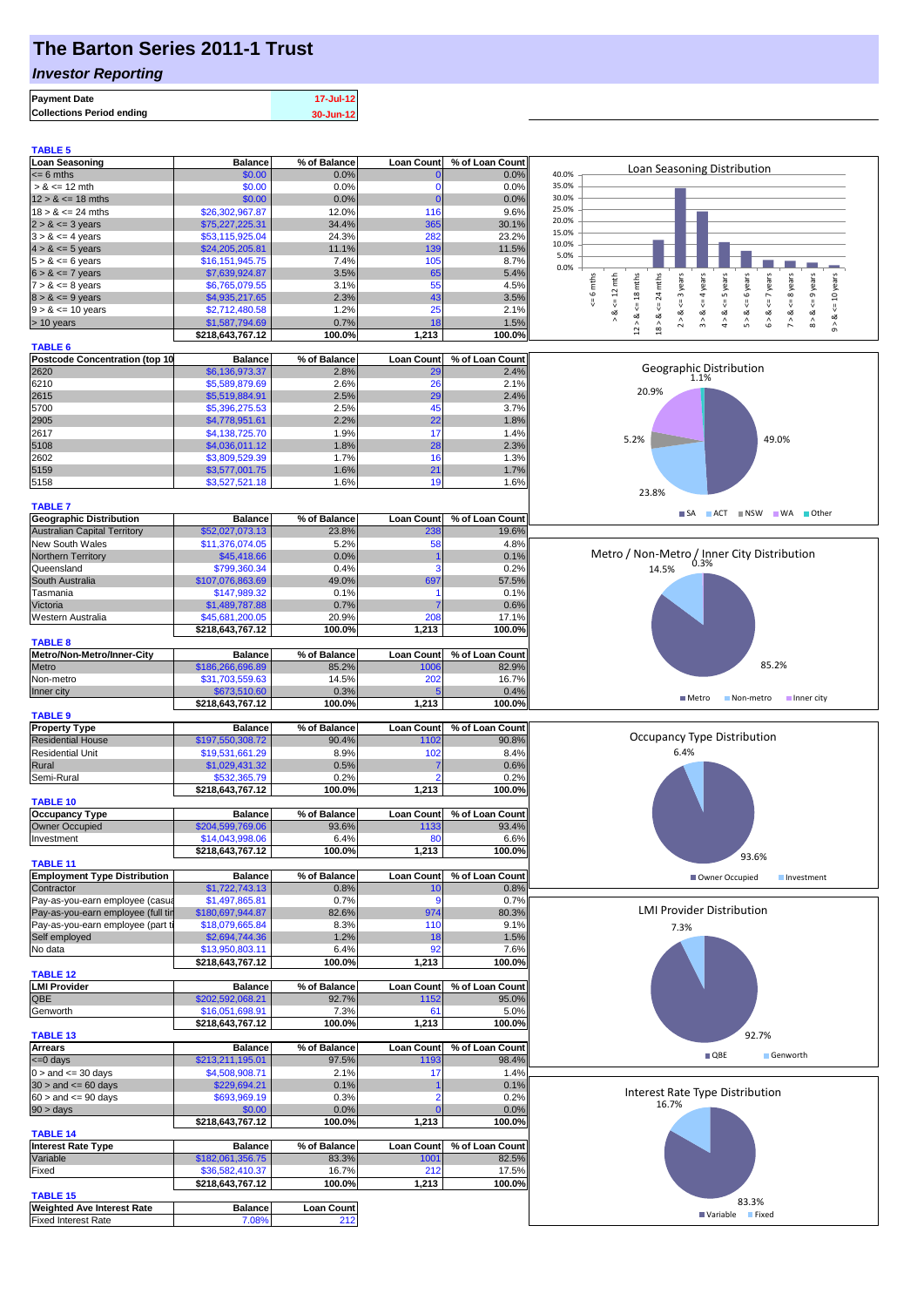# The Barton Series 2011-1 Trust

## *Investor Reporting*

| | |
|---|---|
| **Payment Date** | 17-Jul-12 |
| **Collections Period ending** | 30-Jun-12 |

**TABLE 5**

| Loan Seasoning | Balance | % of Balance | Loan Count | % of Loan Count |
|---|---|---|---|---|
| <= 6 mths | $0.00 | 0.0% | 0 | 0.0% |
| > & <= 12 mth | $0.00 | 0.0% | 0 | 0.0% |
| 12 > & <= 18 mths | $0.00 | 0.0% | 0 | 0.0% |
| 18 > & <= 24 mths | $26,302,967.87 | 12.0% | 116 | 9.6% |
| 2 > & <= 3 years | $75,227,225.31 | 34.4% | 365 | 30.1% |
| 3 > & <= 4 years | $53,115,925.04 | 24.3% | 282 | 23.2% |
| 4 > & <= 5 years | $24,205,205.81 | 11.1% | 139 | 11.5% |
| 5 > & <= 6 years | $16,151,945.75 | 7.4% | 105 | 8.7% |
| 6 > & <= 7 years | $7,639,924.87 | 3.5% | 65 | 5.4% |
| 7 > & <= 8 years | $6,765,079.55 | 3.1% | 55 | 4.5% |
| 8 > & <= 9 years | $4,935,217.65 | 2.3% | 43 | 3.5% |
| 9 > & <= 10 years | $2,712,480.58 | 1.2% | 25 | 2.1% |
| > 10 years | $1,587,794.69 | 0.7% | 18 | 1.5% |
| | $218,643,767.12 | 100.0% | 1,213 | 100.0% |

Loan Seasoning Distribution

40.0%
35.0%
30.0%
25.0%
20.0%
15.0%
10.0%
5.0%
0.0%

<= 6 mths
> & <= 12 mth
12 > & <= 18 mths
18 > & <= 24 mths
2 > & <= 3 years
3 > & <= 4 years
4 > & <= 5 years
5 > & <= 6 years
6 > & <= 7 years
7 > & <= 8 years
8 > & <= 9 years
9 > & <= 10 years

**TABLE 6**

| Postcode Concentration (top 10) | Balance | % of Balance | Loan Count | % of Loan Count |
|---|---|---|---|---|
| 2620 | $6,136,973.37 | 2.8% | 29 | 2.4% |
| 6210 | $5,589,879.69 | 2.6% | 26 | 2.1% |
| 2615 | $5,519,884.91 | 2.5% | 29 | 2.4% |
| 5700 | $5,396,275.53 | 2.5% | 45 | 3.7% |
| 2905 | $4,778,951.61 | 2.2% | 22 | 1.8% |
| 2617 | $4,138,725.70 | 1.9% | 17 | 1.4% |
| 5108 | $4,036,011.12 | 1.8% | 28 | 2.3% |
| 2602 | $3,809,529.39 | 1.7% | 16 | 1.3% |
| 5159 | $3,577,001.75 | 1.6% | 21 | 1.7% |
| 5158 | $3,527,521.18 | 1.6% | 19 | 1.6% |

Geographic Distribution

1.1%
20.9%
5.2%
49.0%
23.8%

SA ACT NSW WA Other

**TABLE 7**

| Geographic Distribution | Balance | % of Balance | Loan Count | % of Loan Count |
|---|---|---|---|---|
| Australian Capital Territory | $52,027,073.13 | 23.8% | 238 | 19.6% |
| New South Wales | $11,376,074.05 | 5.2% | 58 | 4.8% |
| Northern Territory | $45,418.66 | 0.0% | 1 | 0.1% |
| Queensland | $799,360.34 | 0.4% | 3 | 0.2% |
| South Australia | $107,076,863.69 | 49.0% | 697 | 57.5% |
| Tasmania | $147,989.32 | 0.1% | 1 | 0.1% |
| Victoria | $1,489,787.88 | 0.7% | 7 | 0.6% |
| Western Australia | $45,681,200.05 | 20.9% | 208 | 17.1% |
| | $218,643,767.12 | 100.0% | 1,213 | 100.0% |

Metro / Non-Metro / Inner City Distribution

0.3%
14.5%
85.2%

Metro Non-metro Inner city

**TABLE 8**

| Metro/Non-Metro/Inner-City | Balance | % of Balance | Loan Count | % of Loan Count |
|---|---|---|---|---|
| Metro | $186,266,696.89 | 85.2% | 1006 | 82.9% |
| Non-metro | $31,703,559.63 | 14.5% | 202 | 16.7% |
| Inner city | $673,510.60 | 0.3% | 5 | 0.4% |
| | $218,643,767.12 | 100.0% | 1,213 | 100.0% |

**TABLE 9**

| Property Type | Balance | % of Balance | Loan Count | % of Loan Count |
|---|---|---|---|---|
| Residential House | $197,550,308.72 | 90.4% | 1102 | 90.8% |
| Residential Unit | $19,531,661.29 | 8.9% | 102 | 8.4% |
| Rural | $1,029,431.32 | 0.5% | 7 | 0.6% |
| Semi-Rural | $532,365.79 | 0.2% | 2 | 0.2% |
| | $218,643,767.12 | 100.0% | 1,213 | 100.0% |

Occupancy Type Distribution

6.4%
93.6%

Owner Occupied Investment

**TABLE 10**

| Occupancy Type | Balance | % of Balance | Loan Count | % of Loan Count |
|---|---|---|---|---|
| Owner Occupied | $204,599,769.06 | 93.6% | 1133 | 93.4% |
| Investment | $14,043,998.06 | 6.4% | 80 | 6.6% |
| | $218,643,767.12 | 100.0% | 1,213 | 100.0% |

**TABLE 11**

| Employment Type Distribution | Balance | % of Balance | Loan Count | % of Loan Count |
|---|---|---|---|---|
| Contractor | $1,722,743.13 | 0.8% | 10 | 0.8% |
| Pay-as-you-earn employee (casual) | $1,497,865.81 | 0.7% | 9 | 0.7% |
| Pay-as-you-earn employee (full time) | $180,697,944.87 | 82.6% | 974 | 80.3% |
| Pay-as-you-earn employee (part time) | $18,079,665.84 | 8.3% | 110 | 9.1% |
| Self employed | $2,694,744.36 | 1.2% | 18 | 1.5% |
| No data | $13,950,803.11 | 6.4% | 92 | 7.6% |
| | $218,643,767.12 | 100.0% | 1,213 | 100.0% |

LMI Provider Distribution

7.3%
92.7%

QBE Genworth

**TABLE 12**

| LMI Provider | Balance | % of Balance | Loan Count | % of Loan Count |
|---|---|---|---|---|
| QBE | $202,592,068.21 | 92.7% | 1152 | 95.0% |
| Genworth | $16,051,698.91 | 7.3% | 61 | 5.0% |
| | $218,643,767.12 | 100.0% | 1,213 | 100.0% |

**TABLE 13**

| Arrears | Balance | % of Balance | Loan Count | % of Loan Count |
|---|---|---|---|---|
| <=0 days | $213,211,195.01 | 97.5% | 1193 | 98.4% |
| 0 > and <= 30 days | $4,508,908.71 | 2.1% | 17 | 1.4% |
| 30 > and <= 60 days | $229,694.21 | 0.1% | 1 | 0.1% |
| 60 > and <= 90 days | $693,969.19 | 0.3% | 2 | 0.2% |
| 90 > days | $0.00 | 0.0% | 0 | 0.0% |
| | $218,643,767.12 | 100.0% | 1,213 | 100.0% |

Interest Rate Type Distribution

16.7%
83.3%

Variable Fixed

**TABLE 14**

| Interest Rate Type | Balance | % of Balance | Loan Count | % of Loan Count |
|---|---|---|---|---|
| Variable | $182,061,356.75 | 83.3% | 1001 | 82.5% |
| Fixed | $36,582,410.37 | 16.7% | 212 | 17.5% |
| | $218,643,767.12 | 100.0% | 1,213 | 100.0% |

**TABLE 15**

| Weighted Ave Interest Rate | Balance | Loan Count |
|---|---|---|
| Fixed Interest Rate | 7.08% | 212 |